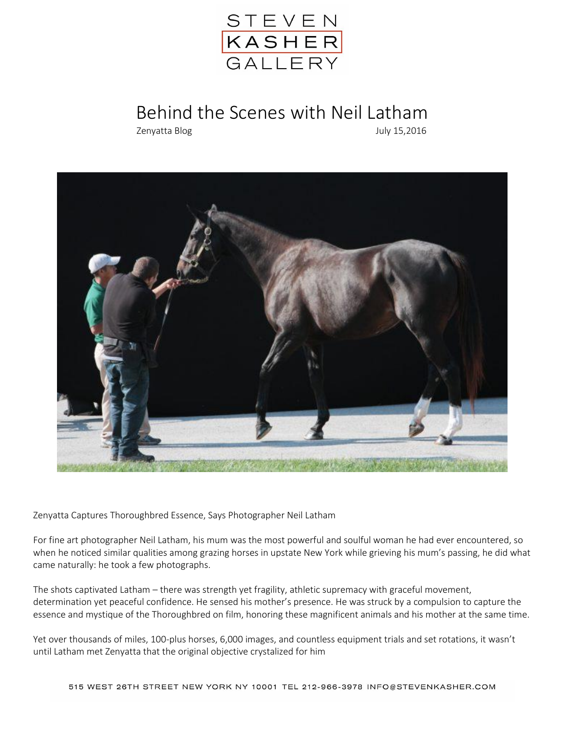STEVEN KASHER GALLERY

# Behind the Scenes with Neil Latham

Zenyatta Blog July 15,2016

Zenyatta Captures Thoroughbred Essence, Says Photographer Neil Latham

For fine art photographer Neil Latham, his mum was the most powerful and soulful woman he had ever encountered, so when he noticed similar qualities among grazing horses in upstate New York while grieving his mum's passing, he did what came naturally: he took a few photographs.

The shots captivated Latham – there was strength yet fragility, athletic supremacy with graceful movement, determination yet peaceful confidence. He sensed his mother's presence. He was struck by a compulsion to capture the essence and mystique of the Thoroughbred on film, honoring these magnificent animals and his mother at the same time.

Yet over thousands of miles, 100-plus horses, 6,000 images, and countless equipment trials and set rotations, it wasn't until Latham met Zenyatta that the original objective crystalized for him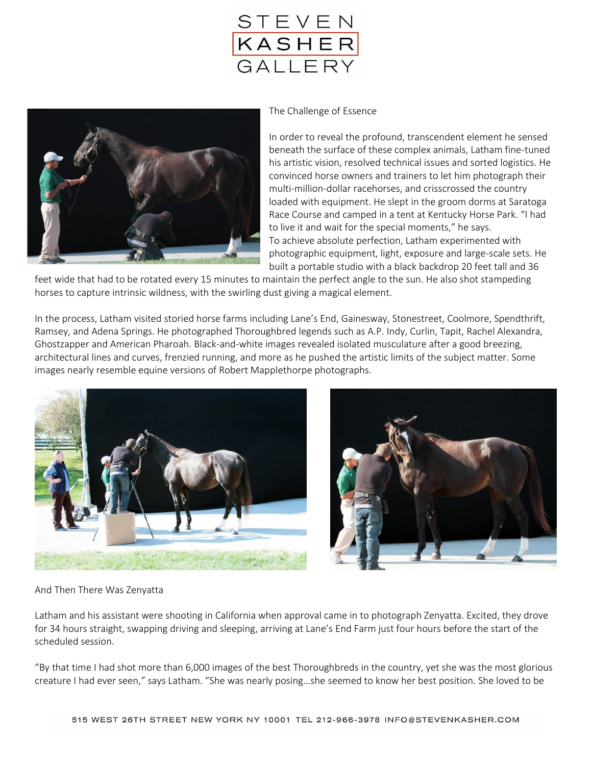## The Challenge of Essence

In order to reveal the profound, transcendent element he sensed beneath the surface of these complex animals, Latham fine-tuned his artistic vision, resolved technical issues and sorted logistics. He convinced horse owners and trainers to let him photograph their multi-million-dollar racehorses, and crisscrossed the country loaded with equipment. He slept in the groom dorms at Saratoga Race Course and camped in a tent at Kentucky Horse Park. "I had to live it and wait for the special moments," he says.
To achieve absolute perfection, Latham experimented with photographic equipment, light, exposure and large-scale sets. He built a portable studio with a black backdrop 20 feet tall and 36 feet wide that had to be rotated every 15 minutes to maintain the perfect angle to the sun. He also shot stampeding horses to capture intrinsic wildness, with the swirling dust giving a magical element.

In the process, Latham visited storied horse farms including Lane's End, Gainesway, Stonestreet, Coolmore, Spendthrift, Ramsey, and Adena Springs. He photographed Thoroughbred legends such as A.P. Indy, Curlin, Tapit, Rachel Alexandra, Ghostzapper and American Pharoah. Black-and-white images revealed isolated musculature after a good breezing, architectural lines and curves, frenzied running, and more as he pushed the artistic limits of the subject matter. Some images nearly resemble equine versions of Robert Mapplethorpe photographs.

## And Then There Was Zenyatta

Latham and his assistant were shooting in California when approval came in to photograph Zenyatta. Excited, they drove for 34 hours straight, swapping driving and sleeping, arriving at Lane's End Farm just four hours before the start of the scheduled session.

"By that time I had shot more than 6,000 images of the best Thoroughbreds in the country, yet she was the most glorious creature I had ever seen," says Latham. "She was nearly posing…she seemed to know her best position. She loved to be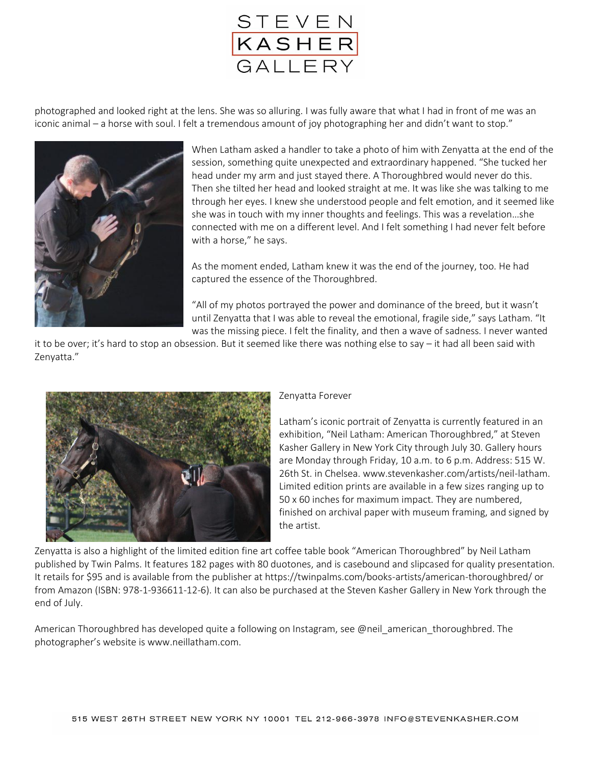photographed and looked right at the lens. She was so alluring. I was fully aware that what I had in front of me was an iconic animal – a horse with soul. I felt a tremendous amount of joy photographing her and didn't want to stop."

When Latham asked a handler to take a photo of him with Zenyatta at the end of the session, something quite unexpected and extraordinary happened. "She tucked her head under my arm and just stayed there. A Thoroughbred would never do this. Then she tilted her head and looked straight at me. It was like she was talking to me through her eyes. I knew she understood people and felt emotion, and it seemed like she was in touch with my inner thoughts and feelings. This was a revelation…she connected with me on a different level. And I felt something I had never felt before with a horse," he says.

As the moment ended, Latham knew it was the end of the journey, too. He had captured the essence of the Thoroughbred.

"All of my photos portrayed the power and dominance of the breed, but it wasn't until Zenyatta that I was able to reveal the emotional, fragile side," says Latham. "It was the missing piece. I felt the finality, and then a wave of sadness. I never wanted it to be over; it's hard to stop an obsession. But it seemed like there was nothing else to say – it had all been said with Zenyatta."

Zenyatta Forever

Latham's iconic portrait of Zenyatta is currently featured in an exhibition, "Neil Latham: American Thoroughbred," at Steven Kasher Gallery in New York City through July 30. Gallery hours are Monday through Friday, 10 a.m. to 6 p.m. Address: 515 W. 26th St. in Chelsea. www.stevenkasher.com/artists/neil-latham. Limited edition prints are available in a few sizes ranging up to 50 x 60 inches for maximum impact. They are numbered, finished on archival paper with museum framing, and signed by the artist.

Zenyatta is also a highlight of the limited edition fine art coffee table book "American Thoroughbred" by Neil Latham published by Twin Palms. It features 182 pages with 80 duotones, and is casebound and slipcased for quality presentation. It retails for $95 and is available from the publisher at https://twinpalms.com/books-artists/american-thoroughbred/ or from Amazon (ISBN: 978-1-936611-12-6). It can also be purchased at the Steven Kasher Gallery in New York through the end of July.

American Thoroughbred has developed quite a following on Instagram, see @neil_american_thoroughbred. The photographer's website is www.neillatham.com.